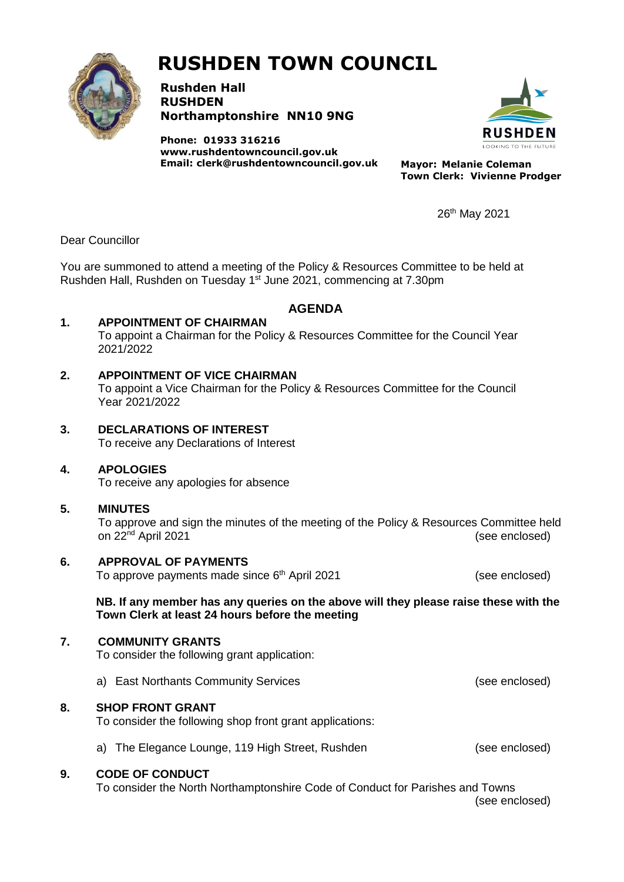# RUSHDEN TOWN COUNCIL

**Rushden Hall**
**RUSHDEN**
**Northamptonshire NN10 9NG**

**Phone: 01933 316216**
**www.rushdentowncouncil.gov.uk**
**Email: clerk@rushdentowncouncil.gov.uk**

**Mayor: Melanie Coleman**
**Town Clerk: Vivienne Prodger**

26th May 2021

Dear Councillor

You are summoned to attend a meeting of the Policy & Resources Committee to be held at Rushden Hall, Rushden on Tuesday 1st June 2021, commencing at 7.30pm

## AGENDA

**1. APPOINTMENT OF CHAIRMAN**
To appoint a Chairman for the Policy & Resources Committee for the Council Year 2021/2022

**2. APPOINTMENT OF VICE CHAIRMAN**
To appoint a Vice Chairman for the Policy & Resources Committee for the Council Year 2021/2022

**3. DECLARATIONS OF INTEREST**
To receive any Declarations of Interest

**4. APOLOGIES**
To receive any apologies for absence

**5. MINUTES**
To approve and sign the minutes of the meeting of the Policy & Resources Committee held on 22nd April 2021 (see enclosed)

**6. APPROVAL OF PAYMENTS**
To approve payments made since 6th April 2021 (see enclosed)

**NB. If any member has any queries on the above will they please raise these with the Town Clerk at least 24 hours before the meeting**

**7. COMMUNITY GRANTS**
To consider the following grant application:

a) East Northants Community Services (see enclosed)

**8. SHOP FRONT GRANT**
To consider the following shop front grant applications:

a) The Elegance Lounge, 119 High Street, Rushden (see enclosed)

**9. CODE OF CONDUCT**
To consider the North Northamptonshire Code of Conduct for Parishes and Towns (see enclosed)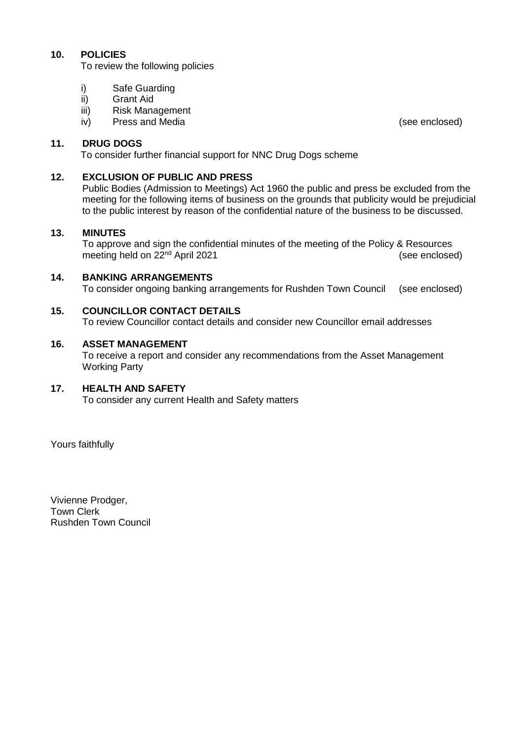**10. POLICIES**

To review the following policies

i) Safe Guarding
ii) Grant Aid
iii) Risk Management
iv) Press and Media (see enclosed)

**11. DRUG DOGS**

To consider further financial support for NNC Drug Dogs scheme

**12. EXCLUSION OF PUBLIC AND PRESS**

Public Bodies (Admission to Meetings) Act 1960 the public and press be excluded from the meeting for the following items of business on the grounds that publicity would be prejudicial to the public interest by reason of the confidential nature of the business to be discussed.

**13. MINUTES**

To approve and sign the confidential minutes of the meeting of the Policy & Resources meeting held on 22nd April 2021 (see enclosed)

**14. BANKING ARRANGEMENTS**

To consider ongoing banking arrangements for Rushden Town Council (see enclosed)

**15. COUNCILLOR CONTACT DETAILS**

To review Councillor contact details and consider new Councillor email addresses

**16. ASSET MANAGEMENT**

To receive a report and consider any recommendations from the Asset Management Working Party

**17. HEALTH AND SAFETY**

To consider any current Health and Safety matters

Yours faithfully

Vivienne Prodger,
Town Clerk
Rushden Town Council